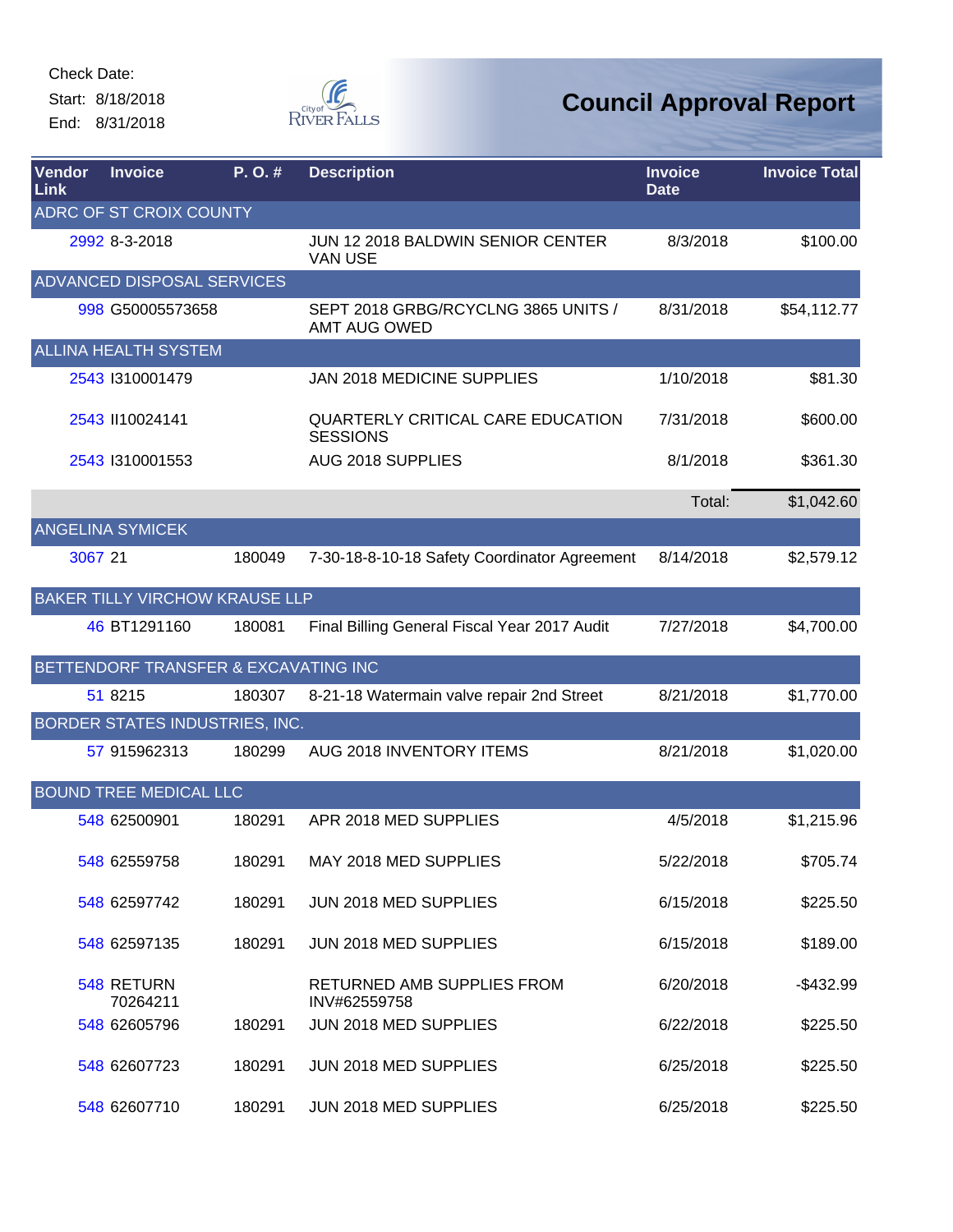Check Date:

Start: 8/18/2018

End: 8/31/2018

# Council Approval Report

| Vendor Link | Invoice | P. O. # | Description | Invoice Date | Invoice Total |
|---|---|---|---|---|---|
| ADRC OF ST CROIX COUNTY | | | | | |
| 2992 | 8-3-2018 | | JUN 12 2018 BALDWIN SENIOR CENTER VAN USE | 8/3/2018 | $100.00 |
| ADVANCED DISPOSAL SERVICES | | | | | |
| 998 | G50005573658 | | SEPT 2018 GRBG/RCYCLNG 3865 UNITS / AMT AUG OWED | 8/31/2018 | $54,112.77 |
| ALLINA HEALTH SYSTEM | | | | | |
| 2543 | I310001479 | | JAN 2018 MEDICINE SUPPLIES | 1/10/2018 | $81.30 |
| 2543 | II10024141 | | QUARTERLY CRITICAL CARE EDUCATION SESSIONS | 7/31/2018 | $600.00 |
| 2543 | I310001553 | | AUG 2018 SUPPLIES | 8/1/2018 | $361.30 |
| | | | | Total: | $1,042.60 |
| ANGELINA SYMICEK | | | | | |
| 3067 | 21 | 180049 | 7-30-18-8-10-18 Safety Coordinator Agreement | 8/14/2018 | $2,579.12 |
| BAKER TILLY VIRCHOW KRAUSE LLP | | | | | |
| 46 | BT1291160 | 180081 | Final Billing General Fiscal Year 2017 Audit | 7/27/2018 | $4,700.00 |
| BETTENDORF TRANSFER & EXCAVATING INC | | | | | |
| 51 | 8215 | 180307 | 8-21-18 Watermain valve repair 2nd Street | 8/21/2018 | $1,770.00 |
| BORDER STATES INDUSTRIES, INC. | | | | | |
| 57 | 915962313 | 180299 | AUG 2018 INVENTORY ITEMS | 8/21/2018 | $1,020.00 |
| BOUND TREE MEDICAL LLC | | | | | |
| 548 | 62500901 | 180291 | APR 2018 MED SUPPLIES | 4/5/2018 | $1,215.96 |
| 548 | 62559758 | 180291 | MAY 2018 MED SUPPLIES | 5/22/2018 | $705.74 |
| 548 | 62597742 | 180291 | JUN 2018 MED SUPPLIES | 6/15/2018 | $225.50 |
| 548 | 62597135 | 180291 | JUN 2018 MED SUPPLIES | 6/15/2018 | $189.00 |
| 548 | RETURN 70264211 | | RETURNED AMB SUPPLIES FROM INV#62559758 | 6/20/2018 | -$432.99 |
| 548 | 62605796 | 180291 | JUN 2018 MED SUPPLIES | 6/22/2018 | $225.50 |
| 548 | 62607723 | 180291 | JUN 2018 MED SUPPLIES | 6/25/2018 | $225.50 |
| 548 | 62607710 | 180291 | JUN 2018 MED SUPPLIES | 6/25/2018 | $225.50 |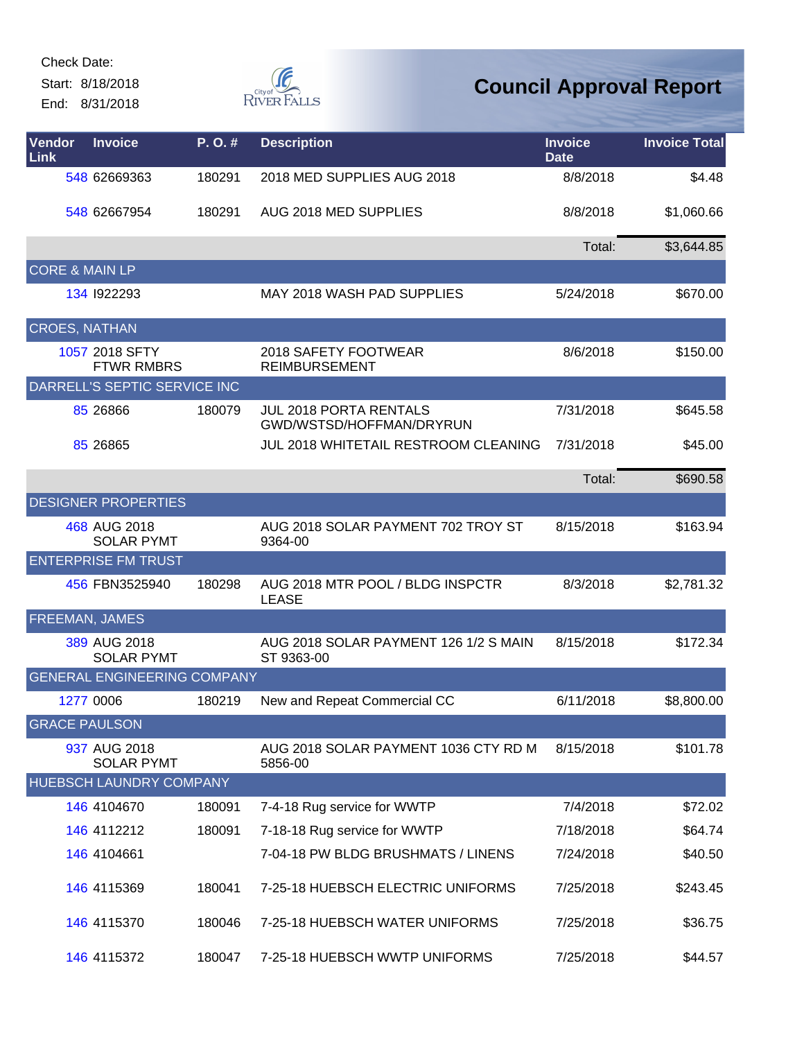Check Date:
Start: 8/18/2018
End: 8/31/2018

# Council Approval Report

| Vendor Link | Invoice | P. O. # | Description | Invoice Date | Invoice Total |
|---|---|---|---|---|---|
| 548 | 62669363 | 180291 | 2018 MED SUPPLIES AUG 2018 | 8/8/2018 | $4.48 |
| 548 | 62667954 | 180291 | AUG 2018 MED SUPPLIES | 8/8/2018 | $1,060.66 |
| | | | | Total: | $3,644.85 |
| **CORE & MAIN LP** | | | | | |
| 134 | I922293 | | MAY 2018 WASH PAD SUPPLIES | 5/24/2018 | $670.00 |
| **CROES, NATHAN** | | | | | |
| 1057 | 2018 SFTY FTWR RMBRS | | 2018 SAFETY FOOTWEAR REIMBURSEMENT | 8/6/2018 | $150.00 |
| **DARRELL'S SEPTIC SERVICE INC** | | | | | |
| 85 | 26866 | 180079 | JUL 2018 PORTA RENTALS GWD/WSTSD/HOFFMAN/DRYRUN | 7/31/2018 | $645.58 |
| 85 | 26865 | | JUL 2018 WHITETAIL RESTROOM CLEANING | 7/31/2018 | $45.00 |
| | | | | Total: | $690.58 |
| **DESIGNER PROPERTIES** | | | | | |
| 468 | AUG 2018 SOLAR PYMT | | AUG 2018 SOLAR PAYMENT 702 TROY ST 9364-00 | 8/15/2018 | $163.94 |
| **ENTERPRISE FM TRUST** | | | | | |
| 456 | FBN3525940 | 180298 | AUG 2018 MTR POOL / BLDG INSPCTR LEASE | 8/3/2018 | $2,781.32 |
| **FREEMAN, JAMES** | | | | | |
| 389 | AUG 2018 SOLAR PYMT | | AUG 2018 SOLAR PAYMENT 126 1/2 S MAIN ST 9363-00 | 8/15/2018 | $172.34 |
| **GENERAL ENGINEERING COMPANY** | | | | | |
| 1277 | 0006 | 180219 | New and Repeat Commercial CC | 6/11/2018 | $8,800.00 |
| **GRACE PAULSON** | | | | | |
| 937 | AUG 2018 SOLAR PYMT | | AUG 2018 SOLAR PAYMENT 1036 CTY RD M 5856-00 | 8/15/2018 | $101.78 |
| **HUEBSCH LAUNDRY COMPANY** | | | | | |
| 146 | 4104670 | 180091 | 7-4-18 Rug service for WWTP | 7/4/2018 | $72.02 |
| 146 | 4112212 | 180091 | 7-18-18 Rug service for WWTP | 7/18/2018 | $64.74 |
| 146 | 4104661 | | 7-04-18 PW BLDG BRUSHMATS / LINENS | 7/24/2018 | $40.50 |
| 146 | 4115369 | 180041 | 7-25-18 HUEBSCH ELECTRIC UNIFORMS | 7/25/2018 | $243.45 |
| 146 | 4115370 | 180046 | 7-25-18 HUEBSCH WATER UNIFORMS | 7/25/2018 | $36.75 |
| 146 | 4115372 | 180047 | 7-25-18 HUEBSCH WWTP UNIFORMS | 7/25/2018 | $44.57 |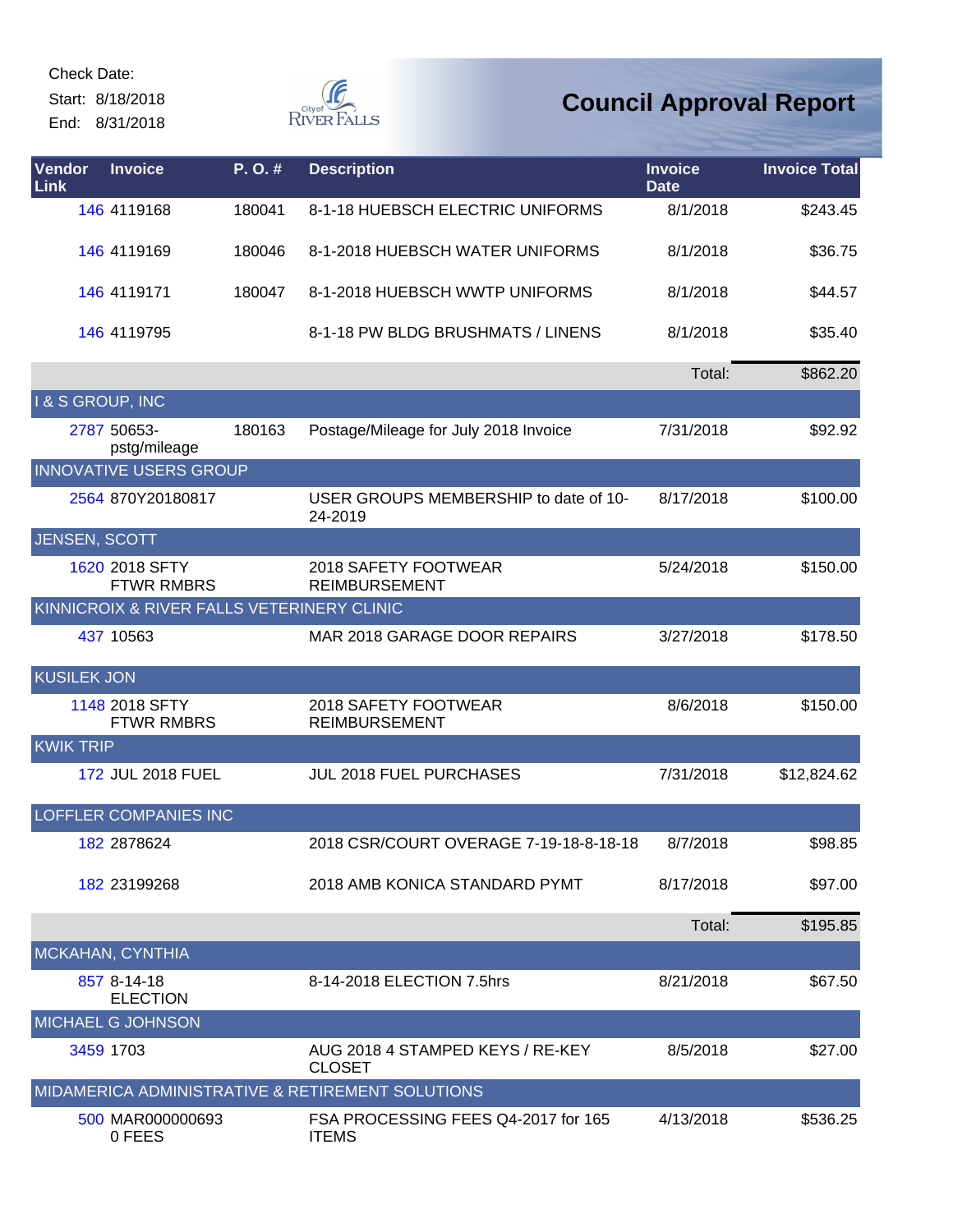Check Date:
Start: 8/18/2018
End: 8/31/2018

City of River Falls

# Council Approval Report

| Vendor Link | Invoice | P. O. # | Description | Invoice Date | Invoice Total |
|---|---|---|---|---|---|
| 146 | 4119168 | 180041 | 8-1-18 HUEBSCH ELECTRIC UNIFORMS | 8/1/2018 | $243.45 |
| 146 | 4119169 | 180046 | 8-1-2018 HUEBSCH WATER UNIFORMS | 8/1/2018 | $36.75 |
| 146 | 4119171 | 180047 | 8-1-2018 HUEBSCH WWTP UNIFORMS | 8/1/2018 | $44.57 |
| 146 | 4119795 | | 8-1-18 PW BLDG BRUSHMATS / LINENS | 8/1/2018 | $35.40 |
| | | | | Total: | $862.20 |
| I & S GROUP, INC | | | | | |
| 2787 | 50653-pstg/mileage | 180163 | Postage/Mileage for July 2018 Invoice | 7/31/2018 | $92.92 |
| INNOVATIVE USERS GROUP | | | | | |
| 2564 | 870Y20180817 | | USER GROUPS MEMBERSHIP to date of 10-24-2019 | 8/17/2018 | $100.00 |
| JENSEN, SCOTT | | | | | |
| 1620 | 2018 SFTY FTWR RMBRS | | 2018 SAFETY FOOTWEAR REIMBURSEMENT | 5/24/2018 | $150.00 |
| KINNICROIX & RIVER FALLS VETERINERY CLINIC | | | | | |
| 437 | 10563 | | MAR 2018 GARAGE DOOR REPAIRS | 3/27/2018 | $178.50 |
| KUSILEK JON | | | | | |
| 1148 | 2018 SFTY FTWR RMBRS | | 2018 SAFETY FOOTWEAR REIMBURSEMENT | 8/6/2018 | $150.00 |
| KWIK TRIP | | | | | |
| 172 | JUL 2018 FUEL | | JUL 2018 FUEL PURCHASES | 7/31/2018 | $12,824.62 |
| LOFFLER COMPANIES INC | | | | | |
| 182 | 2878624 | | 2018 CSR/COURT OVERAGE 7-19-18-8-18-18 | 8/7/2018 | $98.85 |
| 182 | 23199268 | | 2018 AMB KONICA STANDARD PYMT | 8/17/2018 | $97.00 |
| | | | | Total: | $195.85 |
| MCKAHAN, CYNTHIA | | | | | |
| 857 | 8-14-18 ELECTION | | 8-14-2018 ELECTION 7.5hrs | 8/21/2018 | $67.50 |
| MICHAEL G JOHNSON | | | | | |
| 3459 | 1703 | | AUG 2018 4 STAMPED KEYS / RE-KEY CLOSET | 8/5/2018 | $27.00 |
| MIDAMERICA ADMINISTRATIVE & RETIREMENT SOLUTIONS | | | | | |
| 500 | MAR000000693 0 FEES | | FSA PROCESSING FEES Q4-2017 for 165 ITEMS | 4/13/2018 | $536.25 |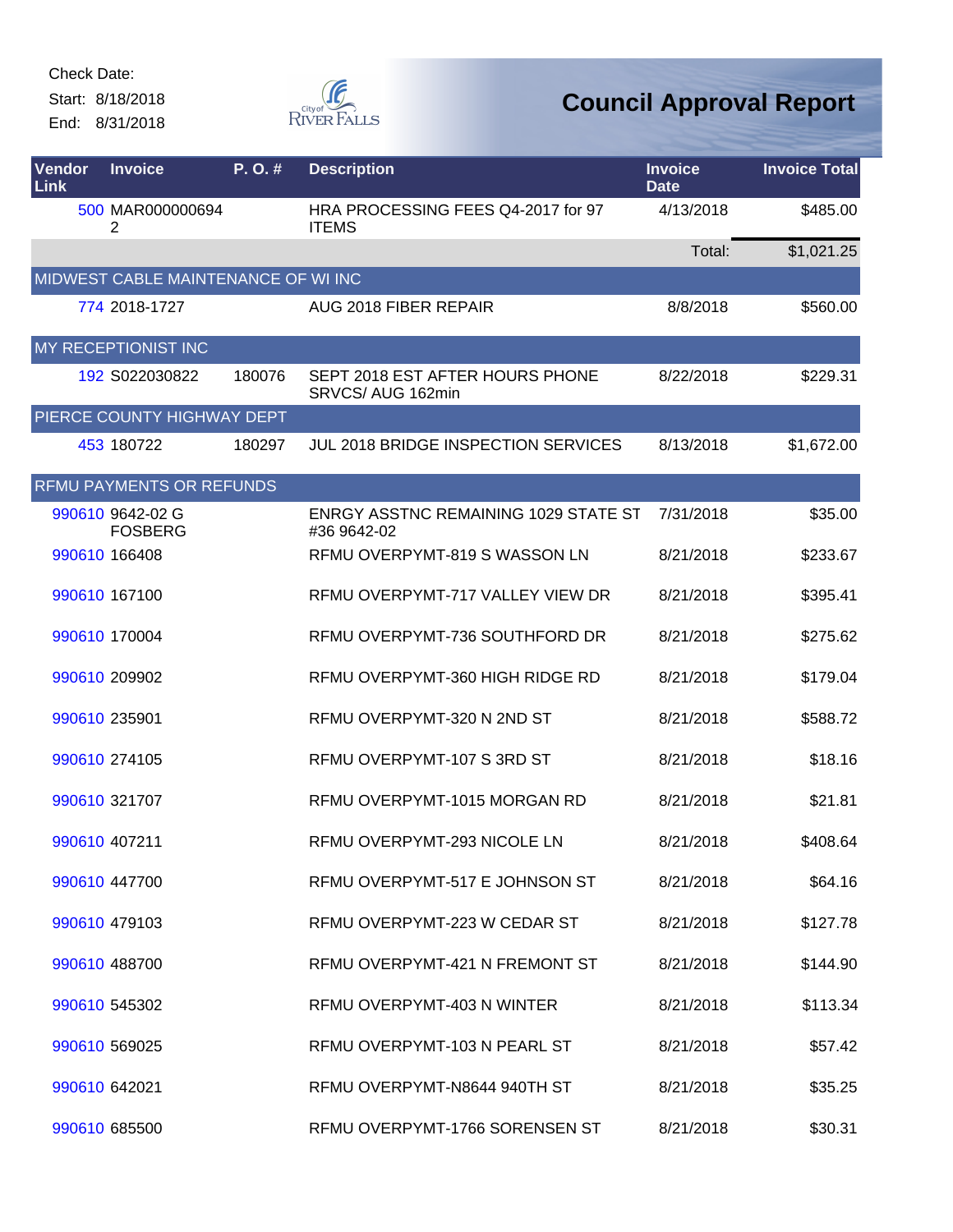Check Date:

Start: 8/18/2018

End: 8/31/2018

# Council Approval Report

| Vendor Link | Invoice | P. O. # | Description | Invoice Date | Invoice Total |
|---|---|---|---|---|---|
| 500 | MAR0000006942 | | HRA PROCESSING FEES Q4-2017 for 97 ITEMS | 4/13/2018 | $485.00 |
| | | | | Total: | $1,021.25 |
| **MIDWEST CABLE MAINTENANCE OF WI INC** | | | | | |
| 774 | 2018-1727 | | AUG 2018 FIBER REPAIR | 8/8/2018 | $560.00 |
| **MY RECEPTIONIST INC** | | | | | |
| 192 | S022030822 | 180076 | SEPT 2018 EST AFTER HOURS PHONE SRVCS/ AUG 162min | 8/22/2018 | $229.31 |
| **PIERCE COUNTY HIGHWAY DEPT** | | | | | |
| 453 | 180722 | 180297 | JUL 2018 BRIDGE INSPECTION SERVICES | 8/13/2018 | $1,672.00 |
| **RFMU PAYMENTS OR REFUNDS** | | | | | |
| 990610 | 9642-02 G FOSBERG | | ENRGY ASSTNC REMAINING 1029 STATE ST #36 9642-02 | 7/31/2018 | $35.00 |
| 990610 | 166408 | | RFMU OVERPYMT-819 S WASSON LN | 8/21/2018 | $233.67 |
| 990610 | 167100 | | RFMU OVERPYMT-717 VALLEY VIEW DR | 8/21/2018 | $395.41 |
| 990610 | 170004 | | RFMU OVERPYMT-736 SOUTHFORD DR | 8/21/2018 | $275.62 |
| 990610 | 209902 | | RFMU OVERPYMT-360 HIGH RIDGE RD | 8/21/2018 | $179.04 |
| 990610 | 235901 | | RFMU OVERPYMT-320 N 2ND ST | 8/21/2018 | $588.72 |
| 990610 | 274105 | | RFMU OVERPYMT-107 S 3RD ST | 8/21/2018 | $18.16 |
| 990610 | 321707 | | RFMU OVERPYMT-1015 MORGAN RD | 8/21/2018 | $21.81 |
| 990610 | 407211 | | RFMU OVERPYMT-293 NICOLE LN | 8/21/2018 | $408.64 |
| 990610 | 447700 | | RFMU OVERPYMT-517 E JOHNSON ST | 8/21/2018 | $64.16 |
| 990610 | 479103 | | RFMU OVERPYMT-223 W CEDAR ST | 8/21/2018 | $127.78 |
| 990610 | 488700 | | RFMU OVERPYMT-421 N FREMONT ST | 8/21/2018 | $144.90 |
| 990610 | 545302 | | RFMU OVERPYMT-403 N WINTER | 8/21/2018 | $113.34 |
| 990610 | 569025 | | RFMU OVERPYMT-103 N PEARL ST | 8/21/2018 | $57.42 |
| 990610 | 642021 | | RFMU OVERPYMT-N8644 940TH ST | 8/21/2018 | $35.25 |
| 990610 | 685500 | | RFMU OVERPYMT-1766 SORENSEN ST | 8/21/2018 | $30.31 |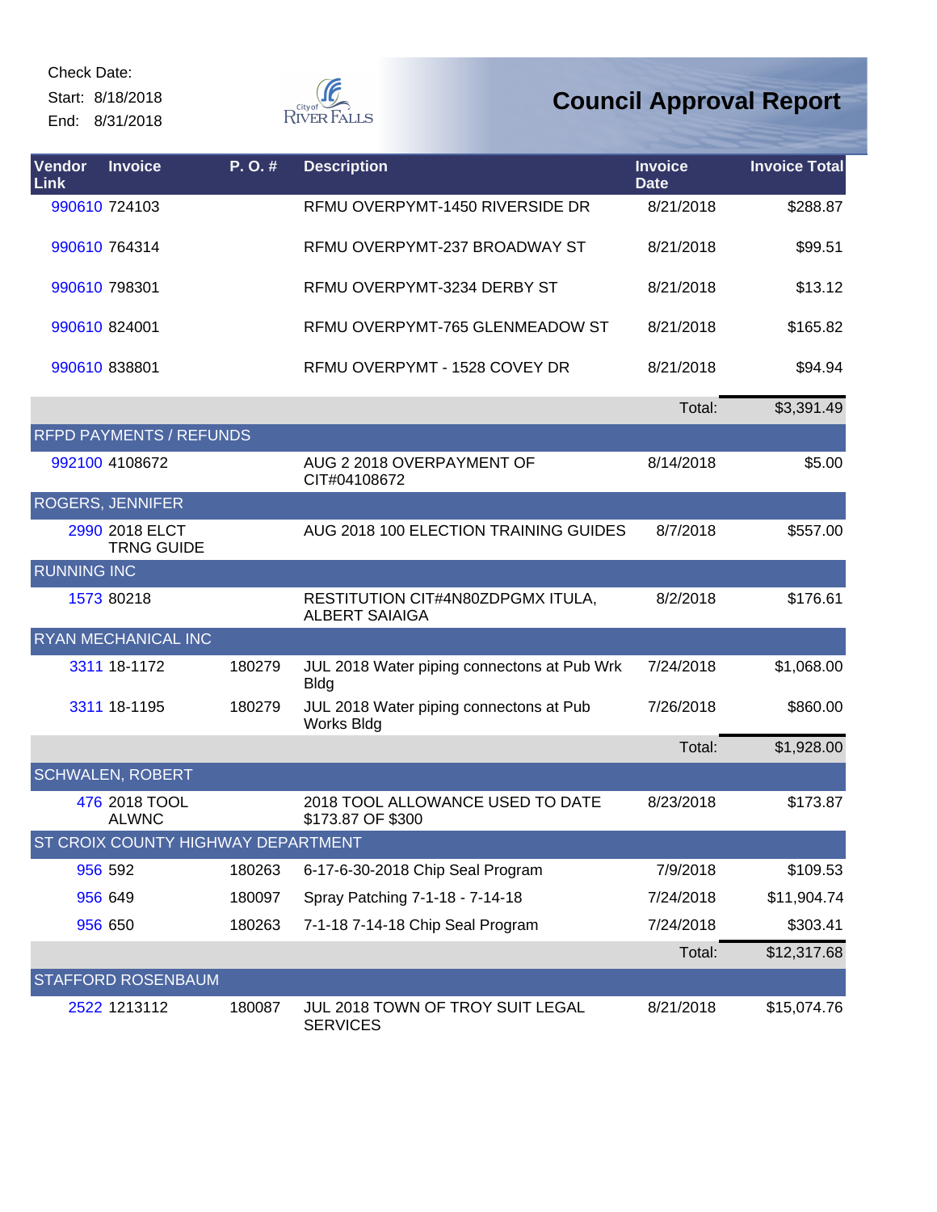Check Date:
Start: 8/18/2018
End: 8/31/2018

# Council Approval Report

| Vendor Link | Invoice | P. O. # | Description | Invoice Date | Invoice Total |
|---|---|---|---|---|---|
| 990610 | 724103 | | RFMU OVERPYMT-1450 RIVERSIDE DR | 8/21/2018 | $288.87 |
| 990610 | 764314 | | RFMU OVERPYMT-237 BROADWAY ST | 8/21/2018 | $99.51 |
| 990610 | 798301 | | RFMU OVERPYMT-3234 DERBY ST | 8/21/2018 | $13.12 |
| 990610 | 824001 | | RFMU OVERPYMT-765 GLENMEADOW ST | 8/21/2018 | $165.82 |
| 990610 | 838801 | | RFMU OVERPYMT - 1528 COVEY DR | 8/21/2018 | $94.94 |
| | | | | Total: | $3,391.49 |
| **RFPD PAYMENTS / REFUNDS** | | | | | |
| 992100 | 4108672 | | AUG 2 2018 OVERPAYMENT OF CIT#04108672 | 8/14/2018 | $5.00 |
| **ROGERS, JENNIFER** | | | | | |
| 2990 | 2018 ELCT TRNG GUIDE | | AUG 2018 100 ELECTION TRAINING GUIDES | 8/7/2018 | $557.00 |
| **RUNNING INC** | | | | | |
| 1573 | 80218 | | RESTITUTION CIT#4N80ZDPGMX ITULA, ALBERT SAIAIGA | 8/2/2018 | $176.61 |
| **RYAN MECHANICAL INC** | | | | | |
| 3311 | 18-1172 | 180279 | JUL 2018 Water piping connectons at Pub Wrk Bldg | 7/24/2018 | $1,068.00 |
| 3311 | 18-1195 | 180279 | JUL 2018 Water piping connectons at Pub Works Bldg | 7/26/2018 | $860.00 |
| | | | | Total: | $1,928.00 |
| **SCHWALEN, ROBERT** | | | | | |
| 476 | 2018 TOOL ALWNC | | 2018 TOOL ALLOWANCE USED TO DATE $173.87 OF $300 | 8/23/2018 | $173.87 |
| **ST CROIX COUNTY HIGHWAY DEPARTMENT** | | | | | |
| 956 | 592 | 180263 | 6-17-6-30-2018 Chip Seal Program | 7/9/2018 | $109.53 |
| 956 | 649 | 180097 | Spray Patching 7-1-18 - 7-14-18 | 7/24/2018 | $11,904.74 |
| 956 | 650 | 180263 | 7-1-18 7-14-18 Chip Seal Program | 7/24/2018 | $303.41 |
| | | | | Total: | $12,317.68 |
| **STAFFORD ROSENBAUM** | | | | | |
| 2522 | 1213112 | 180087 | JUL 2018 TOWN OF TROY SUIT LEGAL SERVICES | 8/21/2018 | $15,074.76 |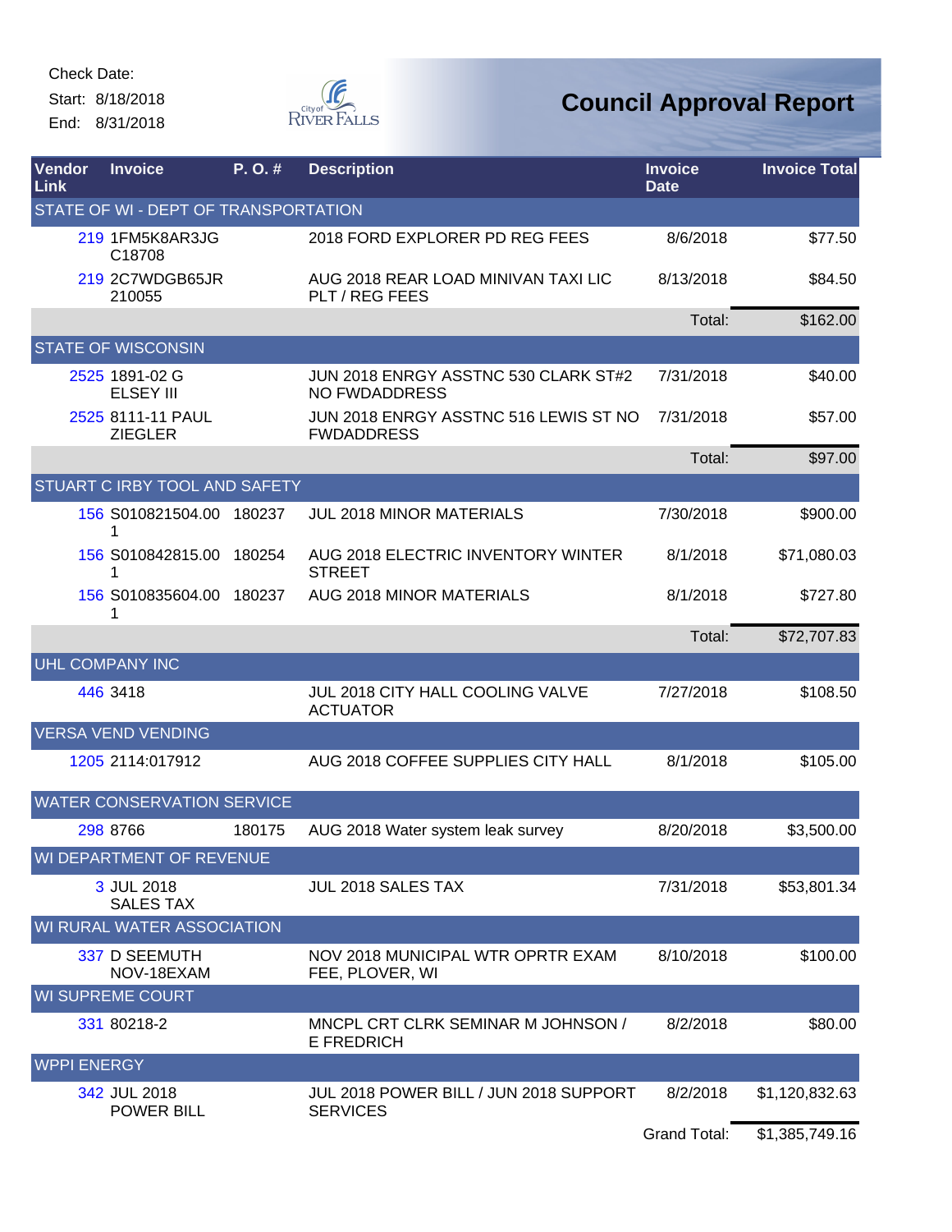Check Date:
Start: 8/18/2018
End: 8/31/2018

# Council Approval Report

| Vendor Link | Invoice | P. O. # | Description | Invoice Date | Invoice Total |
|---|---|---|---|---|---|
| STATE OF WI - DEPT OF TRANSPORTATION | | | | | |
| 219 | 1FM5K8AR3JG C18708 | | 2018 FORD EXPLORER PD REG FEES | 8/6/2018 | $77.50 |
| 219 | 2C7WDGB65JR 210055 | | AUG 2018 REAR LOAD MINIVAN TAXI LIC PLT / REG FEES | 8/13/2018 | $84.50 |
| | | | | Total: | $162.00 |
| STATE OF WISCONSIN | | | | | |
| 2525 | 1891-02 G ELSEY III | | JUN 2018 ENRGY ASSTNC 530 CLARK ST#2 NO FWDADDRESS | 7/31/2018 | $40.00 |
| 2525 | 8111-11 PAUL ZIEGLER | | JUN 2018 ENRGY ASSTNC 516 LEWIS ST NO FWDADDRESS | 7/31/2018 | $57.00 |
| | | | | Total: | $97.00 |
| STUART C IRBY TOOL AND SAFETY | | | | | |
| 156 | S010821504.00 1 | 180237 | JUL 2018 MINOR MATERIALS | 7/30/2018 | $900.00 |
| 156 | S010842815.00 1 | 180254 | AUG 2018 ELECTRIC INVENTORY WINTER STREET | 8/1/2018 | $71,080.03 |
| 156 | S010835604.00 1 | 180237 | AUG 2018 MINOR MATERIALS | 8/1/2018 | $727.80 |
| | | | | Total: | $72,707.83 |
| UHL COMPANY INC | | | | | |
| 446 | 3418 | | JUL 2018 CITY HALL COOLING VALVE ACTUATOR | 7/27/2018 | $108.50 |
| VERSA VEND VENDING | | | | | |
| 1205 | 2114:017912 | | AUG 2018 COFFEE SUPPLIES CITY HALL | 8/1/2018 | $105.00 |
| WATER CONSERVATION SERVICE | | | | | |
| 298 | 8766 | 180175 | AUG 2018 Water system leak survey | 8/20/2018 | $3,500.00 |
| WI DEPARTMENT OF REVENUE | | | | | |
| 3 | JUL 2018 SALES TAX | | JUL 2018 SALES TAX | 7/31/2018 | $53,801.34 |
| WI RURAL WATER ASSOCIATION | | | | | |
| 337 | D SEEMUTH NOV-18EXAM | | NOV 2018 MUNICIPAL WTR OPRTR EXAM FEE, PLOVER, WI | 8/10/2018 | $100.00 |
| WI SUPREME COURT | | | | | |
| 331 | 80218-2 | | MNCPL CRT CLRK SEMINAR M JOHNSON / E FREDRICH | 8/2/2018 | $80.00 |
| WPPI ENERGY | | | | | |
| 342 | JUL 2018 POWER BILL | | JUL 2018 POWER BILL / JUN 2018 SUPPORT SERVICES | 8/2/2018 | $1,120,832.63 |
| | | | | Grand Total: | $1,385,749.16 |